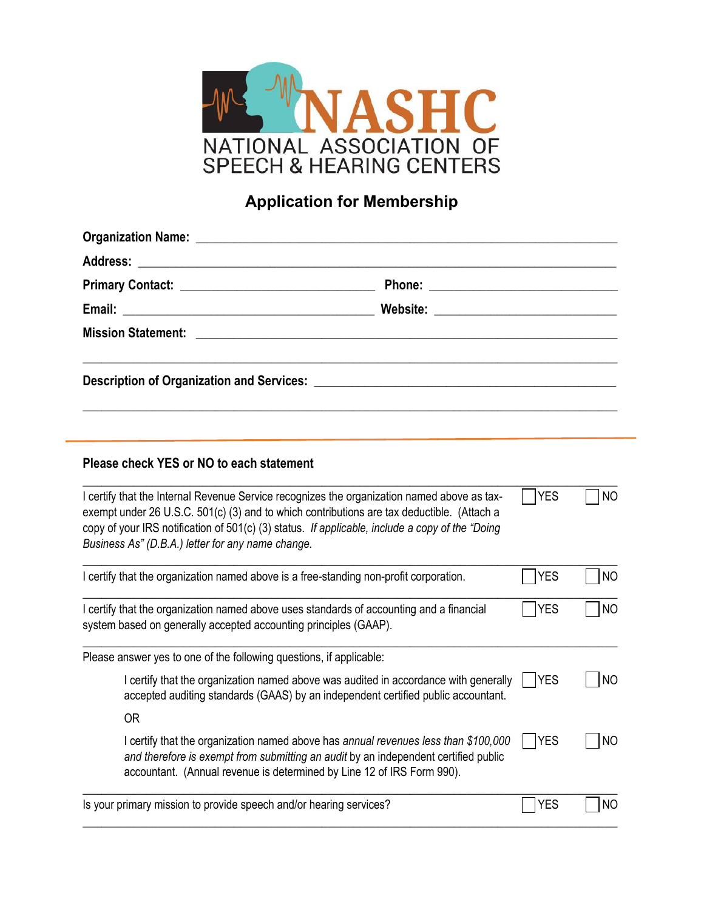# NASHC

NATIONAL ASSOCIATION OF SPEECH & HEARING CENTERS

## Application for Membership

**Organization Name:** ____________________________________________

**Address:** ____________________________________________

**Primary Contact:** ______________________ **Phone:** ______________________

**Email:** ______________________ **Website:** ______________________

**Mission Statement:** ____________________________________________

____________________________________________

**Description of Organization and Services:** ____________________________________________

____________________________________________

---

**Please check YES or NO to each statement**

| Statement | YES | NO |
|---|---|---|
| I certify that the Internal Revenue Service recognizes the organization named above as tax-exempt under 26 U.S.C. 501(c) (3) and to which contributions are tax deductible. (Attach a copy of your IRS notification of 501(c) (3) status. *If applicable, include a copy of the "Doing Business As" (D.B.A.) letter for any name change.* | ☐ YES | ☐ NO |
| I certify that the organization named above is a free-standing non-profit corporation. | ☐ YES | ☐ NO |
| I certify that the organization named above uses standards of accounting and a financial system based on generally accepted accounting principles (GAAP). | ☐ YES | ☐ NO |

Please answer yes to one of the following questions, if applicable:

| Statement | YES | NO |
|---|---|---|
| I certify that the organization named above was audited in accordance with generally accepted auditing standards (GAAS) by an independent certified public accountant. | ☐ YES | ☐ NO |
| OR | | |
| I certify that the organization named above has *annual revenues less than $100,000 and therefore is exempt from submitting an audit* by an independent certified public accountant. (Annual revenue is determined by Line 12 of IRS Form 990). | ☐ YES | ☐ NO |

| Statement | YES | NO |
|---|---|---|
| Is your primary mission to provide speech and/or hearing services? | ☐ YES | ☐ NO |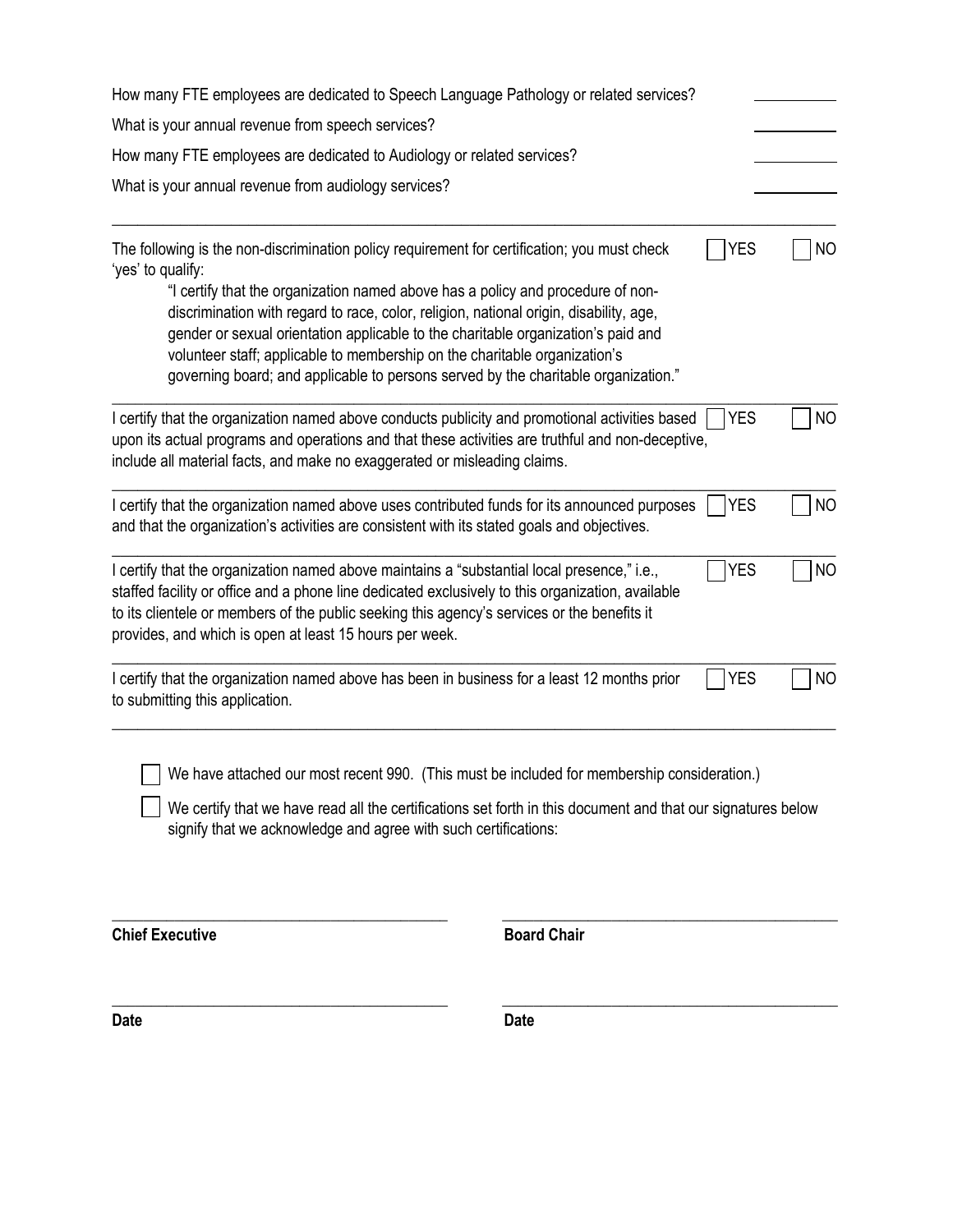How many FTE employees are dedicated to Speech Language Pathology or related services? \_\_\_\_\_\_\_\_\_\_

What is your annual revenue from speech services? \_\_\_\_\_\_\_\_\_\_

How many FTE employees are dedicated to Audiology or related services? \_\_\_\_\_\_\_\_\_\_

What is your annual revenue from audiology services? \_\_\_\_\_\_\_\_\_\_

---

The following is the non-discrimination policy requirement for certification; you must check 'yes' to qualify: ☐ YES ☐ NO

> "I certify that the organization named above has a policy and procedure of non-discrimination with regard to race, color, religion, national origin, disability, age, gender or sexual orientation applicable to the charitable organization's paid and volunteer staff; applicable to membership on the charitable organization's governing board; and applicable to persons served by the charitable organization."

---

I certify that the organization named above conducts publicity and promotional activities based upon its actual programs and operations and that these activities are truthful and non-deceptive, include all material facts, and make no exaggerated or misleading claims. ☐ YES ☐ NO

---

I certify that the organization named above uses contributed funds for its announced purposes and that the organization's activities are consistent with its stated goals and objectives. ☐ YES ☐ NO

---

I certify that the organization named above maintains a "substantial local presence," i.e., staffed facility or office and a phone line dedicated exclusively to this organization, available to its clientele or members of the public seeking this agency's services or the benefits it provides, and which is open at least 15 hours per week. ☐ YES ☐ NO

---

I certify that the organization named above has been in business for a least 12 months prior to submitting this application. ☐ YES ☐ NO

---

☐ We have attached our most recent 990. (This must be included for membership consideration.)

☐ We certify that we have read all the certifications set forth in this document and that our signatures below signify that we acknowledge and agree with such certifications:

\_\_\_\_\_\_\_\_\_\_\_\_\_\_\_\_\_\_\_\_\_\_\_\_\_\_\_\_\_\_ \_\_\_\_\_\_\_\_\_\_\_\_\_\_\_\_\_\_\_\_\_\_\_\_\_\_\_\_\_\_

**Chief Executive** **Board Chair**

\_\_\_\_\_\_\_\_\_\_\_\_\_\_\_\_\_\_\_\_\_\_\_\_\_\_\_\_\_\_ \_\_\_\_\_\_\_\_\_\_\_\_\_\_\_\_\_\_\_\_\_\_\_\_\_\_\_\_\_\_

**Date** **Date**